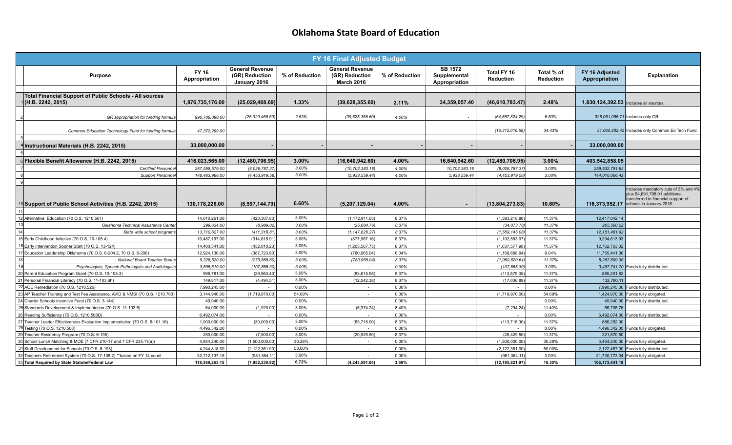# Oklahoma State Board of Education

| | FY 16 Final Adjusted Budget | | | | | | | | | | |
|---|---|---|---|---|---|---|---|---|---|---|---|
| | Purpose | FY 16 Appropriation | General Revenue (GR) Reduction January 2016 | % of Reduction | General Revenue (GR) Reduction March 2016 | % of Reduction | SB 1572 Supplemental Appropriation | Total FY 16 Reduction | Total % of Reduction | FY 16 Adjusted Appropriation | Explanation |
| 1 | **Total Financial Support of Public Schools - All sources (H.B. 2242, 2015)** | **1,876,735,176.00** | **(25,029,468.69)** | **1.33%** | **(39,628,355.60)** | **2.11%** | **34,359,057.40** | **(46,610,783.47)** | **2.48%** | **1,830,124,392.53** | Includes all sources. |
| 2 | *GR appropriation for funding formula* | *990,708,890.00* | *(25,029,468.69)* | *2.53%* | *(39,628,355.60)* | *4.00%* | - | *(64,657,824.29)* | *6.53%* | *926,051,065.71* | Includes only GR. |
| | *Common Education Technology Fund for funding formula* | *47,372,299.00* | | | | | | *(16,312,016.58)* | *34.43%* | *31,060,282.42* | Includes only Common Ed Tech Fund. |
| 3 | | | | | | | | | | | |
| 4 | **Instructional Materials (H.B. 2242, 2015)** | **33,000,000.00** | **-** | **-** | **-** | **-** | **-** | **-** | **-** | **33,000,000.00** | |
| 5 | | | | | | | | | | | |
| 6 | **Flexible Benefit Allowance (H.B. 2242, 2015)** | **416,023,565.00** | **(12,480,706.95)** | **3.00%** | **(16,640,942.60)** | **4.00%** | **16,640,942.60** | **(12,480,706.95)** | **3.00%** | **403,542,858.05** | |
| 7 | *Certified Personnel* | *267,559,579.00* | *(8,026,787.37)* | *3.00%* | *(10,702,383.16)* | *4.00%* | *10,702,383.16* | *(8,026,787.37)* | *3.00%* | *259,532,791.63* | |
| 8 | *Support Personnel* | *148,463,986.00* | *(4,453,919.58)* | *3.00%* | *(5,938,559.44)* | *4.00%* | *5,938,559.44* | *(4,453,919.58)* | *3.00%* | *144,010,066.42* | |
| 9 | | | | | | | | | | | |
| 10 | **Support of Public School Activities (H.B. 2242, 2015)** | **130,178,226.00** | **(8,597,144.79)** | **6.60%** | **(5,207,129.04)** | **4.00%** | **-** | **(13,804,273.83)** | **10.60%** | **116,373,952.17** | Includes mandatory cuts of 3% and 4% plus $4,691,798.01 additional transferred to financial support of schools in January 2016. |
| 11 | | | | | | | | | | | |
| 12 | Alternative Education (70 O.S. 1210.561) | 14,010,261.00 | (420,307.83) | 3.00% | (1,172,911.03) | 8.37% | | (1,593,218.86) | 11.37% | 12,417,042.14 | |
| 13 | *Oklahoma Technical Assistance Center* | *299,634.00* | *(8,989.02)* | *3.00%* | *(25,084.76)* | *8.37%* | | *(34,073.78)* | *11.37%* | *265,560.22* | |
| 14 | *State wide school programs* | *13,710,627.00* | *(411,318.81)* | *3.00%* | *(1,147,826.27)* | *8.37%* | | *(1,559,145.08)* | *11.37%* | *12,151,481.92* | |
| 15 | Early Childhood Initiative (70 O.S. 10-105.4) | 10,487,197.00 | (314,615.91) | 3.00% | (877,967.16) | 8.37% | | (1,192,583.07) | 11.37% | 9,294,613.93 | |
| 16 | Early Intervention Sooner Start (70 O.S. 13-124) | 14,400,341.00 | (432,010.23) | 3.00% | (1,205,567.75) | 8.37% | | (1,637,577.98) | 11.37% | 12,762,763.02 | |
| 17 | Education Leadership Oklahoma (70 O.S. 6-204.2, 70 O.S. 6-206) | 12,924,130.00 | (387,723.90) | 3.00% | (780,965.04) | 6.04% | | (1,168,688.94) | 9.04% | 11,755,441.06 | |
| 18 | *National Board Teacher Bonus* | *9,328,520.00* | *(279,855.60)* | *3.00%* | *(780,965.04)* | *8.37%* | | *(1,060,820.64)* | *11.37%* | *8,267,699.36* | |
| 19 | *Psychologists, Speech Pathologists and Audiologists* | *3,595,610.00* | *(107,868.30)* | *3.00%* | *-* | *0.00%* | | *(107,868.30)* | *3.00%* | *3,487,741.70* | Funds fully distributed. |
| 20 | Parent Education Program Grant (70 O.S. 10-105.3) | 998,781.00 | (29,963.43) | 3.00% | (83,615.95) | 8.37% | | (113,579.38) | 11.37% | 885,201.62 | |
| 21 | Personal Financial Literacy (70 O.S. 11-103.6h) | 149,817.00 | (4,494.51) | 3.00% | (12,542.38) | 8.37% | | (17,036.89) | 11.37% | 132,780.11 | |
| 22 | ACE Remediation (70 O.S. 1210.526) | 7,990,245.00 | - | 0.00% | - | 0.00% | | - | 0.00% | 7,990,245.00 | Funds fully distributed. |
| 23 | AP Teacher Training and Test Fee Assistance, AVID & NMSI (70 O.S. 1210.703) | 3,144,940.00 | (1,719,970.00) | 54.69% | - | 0.00% | | (1,719,970.00) | 54.69% | 1,424,970.00 | Funds fully obligated. |
| 24 | Charter Schools Incentive Fund (70 O.S. 3-144) | 49,940.00 | - | 0.00% | - | 0.00% | | - | 0.00% | 49,940.00 | Funds fully distributed. |
| 25 | Standards Development & Implementation (70 O.S. 11-103.6) | 64,000.00 | (1,920.00) | 3.00% | (5,374.24) | 8.40% | | (7,294.24) | 11.40% | 56,705.76 | |
| 26 | Reading Sufficiency (70 O.S. 1210.508D) | 6,492,074.00 | - | 0.00% | - | 0.00% | | - | 0.00% | 6,492,074.00 | Funds fully distributed. |
| 27 | Teacher Leader Effectiveness Evaluation Implementation (70 O.S. 6-101.16) | 1,000,000.00 | (30,000.00) | 3.00% | (83,718.00) | 8.37% | | (113,718.00) | 11.37% | 886,282.00 | |
| 28 | Testing (70 O.S. 1210.508) | 4,496,342.00 | - | 0.00% | - | 0.00% | | - | 0.00% | 4,496,342.00 | Funds fully obligated. |
| 29 | Teacher Residency Program (70 O.S. 6-195) | 250,000.00 | (7,500.00) | 3.00% | (20,929.50) | 8.37% | | (28,429.50) | 11.37% | 221,570.50 | |
| 30 | School Lunch Matching & MOE (7 CFR 210-17 and 7 CFR 235.11(a)) | 4,954,240.00 | (1,500,000.00) | 30.28% | - | 0.00% | | (1,500,000.00) | 30.28% | 3,454,240.00 | Funds fully obligated. |
| 31 | Staff Development for Schools (70 O.S. 6-193) | 4,244,818.00 | (2,122,361.00) | 50.00% | - | 0.00% | | (2,122,361.00) | 50.00% | 2,122,457.00 | Funds fully distributed. |
| 32 | Teachers Retirement System (70 O.S. 17-108.2) **based on FY 14 count | 32,712,137.15 | (981,364.11) | 3.00% | - | 0.00% | | (981,364.11) | 3.00% | 31,730,773.04 | Funds fully obligated. |
| 33 | **Total Required by State Statute/Federal Law** | **118,369,263.15** | **(7,952,230.92)** | **6.72%** | **(4,243,591.04)** | **3.59%** | | **(12,195,821.97)** | **10.30%** | **106,173,441.18** | |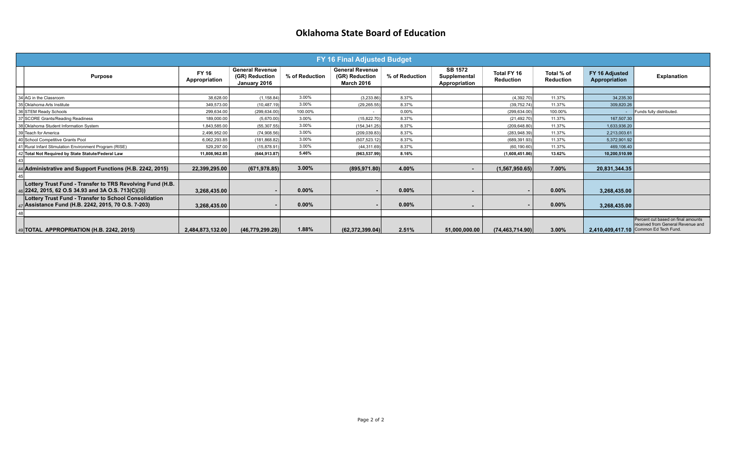# Oklahoma State Board of Education

| | FY 16 Final Adjusted Budget | | | | | | | | | | |
|---|---|---|---|---|---|---|---|---|---|---|---|
| | **Purpose** | **FY 16 Appropriation** | **General Revenue (GR) Reduction January 2016** | **% of Reduction** | **General Revenue (GR) Reduction March 2016** | **% of Reduction** | **SB 1572 Supplemental Appropriation** | **Total FY 16 Reduction** | **Total % of Reduction** | **FY 16 Adjusted Appropriation** | **Explanation** |
| 34 | AG in the Classroom | 38,628.00 | (1,158.84) | 3.00% | (3,233.86) | 8.37% | | (4,392.70) | 11.37% | 34,235.30 | |
| 35 | Oklahoma Arts Institute | 349,573.00 | (10,487.19) | 3.00% | (29,265.55) | 8.37% | | (39,752.74) | 11.37% | 309,820.26 | |
| 36 | STEM Ready Schools | 299,634.00 | (299,634.00) | 100.00% | - | 0.00% | | (299,634.00) | 100.00% | - | Funds fully distributed. |
| 37 | SCORE Grants/Reading Readiness | 189,000.00 | (5,670.00) | 3.00% | (15,822.70) | 8.37% | | (21,492.70) | 11.37% | 167,507.30 | |
| 38 | Oklahoma Student Information System | 1,843,585.00 | (55,307.55) | 3.00% | (154,341.25) | 8.37% | | (209,648.80) | 11.37% | 1,633,936.20 | |
| 39 | Teach for America | 2,496,952.00 | (74,908.56) | 3.00% | (209,039.83) | 8.37% | | (283,948.39) | 11.37% | 2,213,003.61 | |
| 40 | School Competitive Grants Pool | 6,062,293.85 | (181,868.82) | 3.00% | (507,523.12) | 8.37% | | (689,391.93) | 11.37% | 5,372,901.92 | |
| 41 | Rural Infant Stimulation Environment Program (RISE) | 529,297.00 | (15,878.91) | 3.00% | (44,311.69) | 8.37% | | (60,190.60) | 11.37% | 469,106.40 | |
| 42 | **Total Not Required by State Statute/Federal Law** | **11,808,962.85** | **(644,913.87)** | **5.46%** | **(963,537.99)** | **8.16%** | | **(1,608,451.86)** | **13.62%** | **10,200,510.99** | |
| 43 | | | | | | | | | | | |
| 44 | **Administrative and Support Functions (H.B. 2242, 2015)** | **22,399,295.00** | **(671,978.85)** | **3.00%** | **(895,971.80)** | **4.00%** | **-** | **(1,567,950.65)** | **7.00%** | **20,831,344.35** | |
| 45 | | | | | | | | | | | |
| 46 | **Lottery Trust Fund - Transfer to TRS Revolving Fund (H.B. 2242, 2015, 62 O.S 34.93 and 3A O.S. 713(C)(3))** | **3,268,435.00** | **-** | **0.00%** | **-** | **0.00%** | **-** | **-** | **0.00%** | **3,268,435.00** | |
| 47 | **Lottery Trust Fund - Transfer to School Consolidation Assistance Fund (H.B. 2242, 2015, 70 O.S. 7-203)** | **3,268,435.00** | **-** | **0.00%** | **-** | **0.00%** | **-** | **-** | **0.00%** | **3,268,435.00** | |
| 48 | | | | | | | | | | | |
| 49 | **TOTAL APPROPRIATION (H.B. 2242, 2015)** | **2,484,873,132.00** | **(46,779,299.28)** | **1.88%** | **(62,372,399.04)** | **2.51%** | **51,000,000.00** | **(74,463,714.90)** | **3.00%** | **2,410,409,417.10** | Percent cut based on final amounts received from General Revenue and Common Ed Tech Fund. |